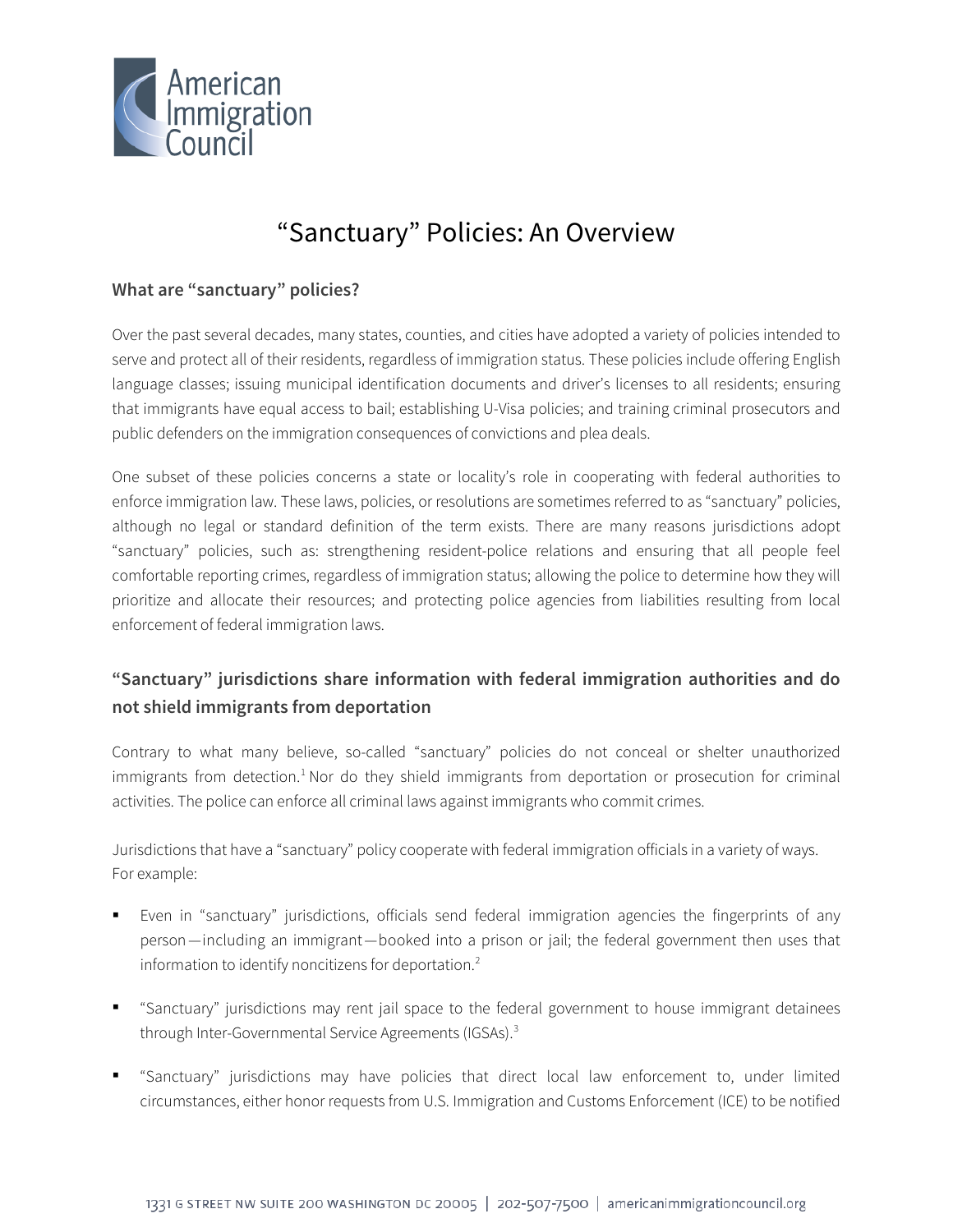# "Sanctuary" Policies: An Overview

## What are "sanctuary" policies?

Over the past several decades, many states, counties, and cities have adopted a variety of policies intended to serve and protect all of their residents, regardless of immigration status. These policies include offering English language classes; issuing municipal identification documents and driver's licenses to all residents; ensuring that immigrants have equal access to bail; establishing U-Visa policies; and training criminal prosecutors and public defenders on the immigration consequences of convictions and plea deals.

One subset of these policies concerns a state or locality's role in cooperating with federal authorities to enforce immigration law. These laws, policies, or resolutions are sometimes referred to as "sanctuary" policies, although no legal or standard definition of the term exists. There are many reasons jurisdictions adopt "sanctuary" policies, such as: strengthening resident-police relations and ensuring that all people feel comfortable reporting crimes, regardless of immigration status; allowing the police to determine how they will prioritize and allocate their resources; and protecting police agencies from liabilities resulting from local enforcement of federal immigration laws.

## "Sanctuary" jurisdictions share information with federal immigration authorities and do not shield immigrants from deportation

Contrary to what many believe, so-called "sanctuary" policies do not conceal or shelter unauthorized immigrants from detection.[1] Nor do they shield immigrants from deportation or prosecution for criminal activities. The police can enforce all criminal laws against immigrants who commit crimes.

Jurisdictions that have a "sanctuary" policy cooperate with federal immigration officials in a variety of ways. For example:

- Even in "sanctuary" jurisdictions, officials send federal immigration agencies the fingerprints of any person—including an immigrant—booked into a prison or jail; the federal government then uses that information to identify noncitizens for deportation.[2]
- "Sanctuary" jurisdictions may rent jail space to the federal government to house immigrant detainees through Inter-Governmental Service Agreements (IGSAs).[3]
- "Sanctuary" jurisdictions may have policies that direct local law enforcement to, under limited circumstances, either honor requests from U.S. Immigration and Customs Enforcement (ICE) to be notified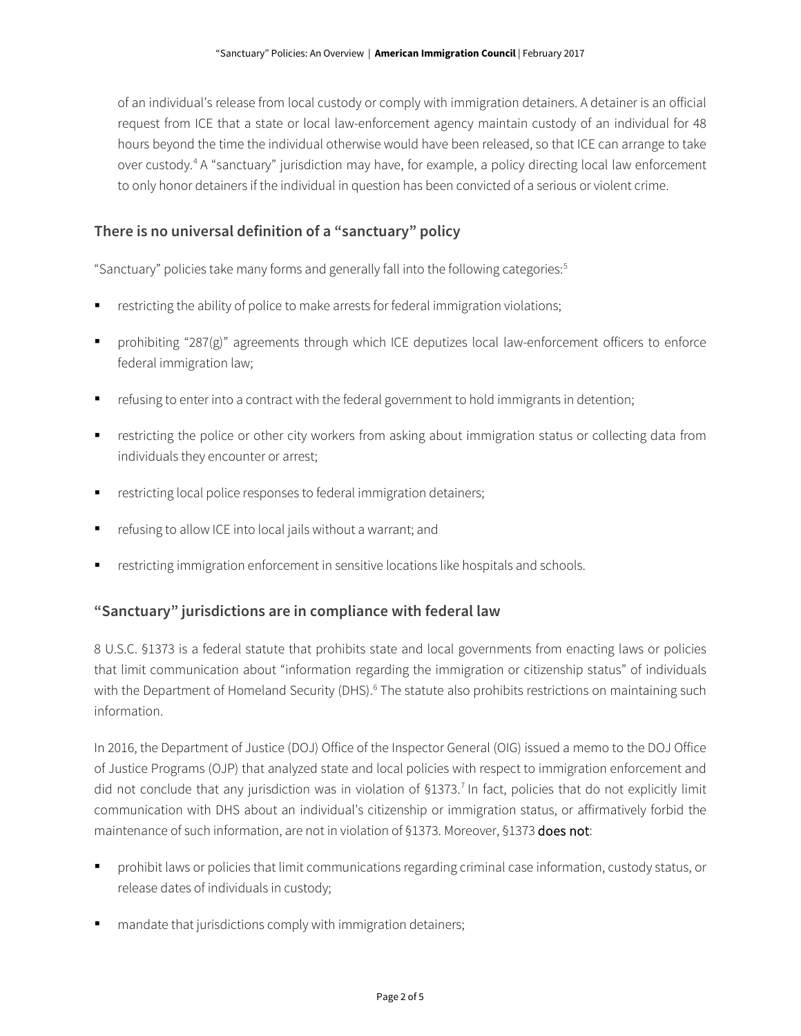of an individual's release from local custody or comply with immigration detainers. A detainer is an official request from ICE that a state or local law-enforcement agency maintain custody of an individual for 48 hours beyond the time the individual otherwise would have been released, so that ICE can arrange to take over custody.[4] A "sanctuary" jurisdiction may have, for example, a policy directing local law enforcement to only honor detainers if the individual in question has been convicted of a serious or violent crime.

## There is no universal definition of a "sanctuary" policy

"Sanctuary" policies take many forms and generally fall into the following categories:[5]

- restricting the ability of police to make arrests for federal immigration violations;
- prohibiting "287(g)" agreements through which ICE deputizes local law-enforcement officers to enforce federal immigration law;
- refusing to enter into a contract with the federal government to hold immigrants in detention;
- restricting the police or other city workers from asking about immigration status or collecting data from individuals they encounter or arrest;
- restricting local police responses to federal immigration detainers;
- refusing to allow ICE into local jails without a warrant; and
- restricting immigration enforcement in sensitive locations like hospitals and schools.

## "Sanctuary" jurisdictions are in compliance with federal law

8 U.S.C. §1373 is a federal statute that prohibits state and local governments from enacting laws or policies that limit communication about "information regarding the immigration or citizenship status" of individuals with the Department of Homeland Security (DHS).[6] The statute also prohibits restrictions on maintaining such information.

In 2016, the Department of Justice (DOJ) Office of the Inspector General (OIG) issued a memo to the DOJ Office of Justice Programs (OJP) that analyzed state and local policies with respect to immigration enforcement and did not conclude that any jurisdiction was in violation of §1373.[7] In fact, policies that do not explicitly limit communication with DHS about an individual's citizenship or immigration status, or affirmatively forbid the maintenance of such information, are not in violation of §1373. Moreover, §1373 does not:

- prohibit laws or policies that limit communications regarding criminal case information, custody status, or release dates of individuals in custody;
- mandate that jurisdictions comply with immigration detainers;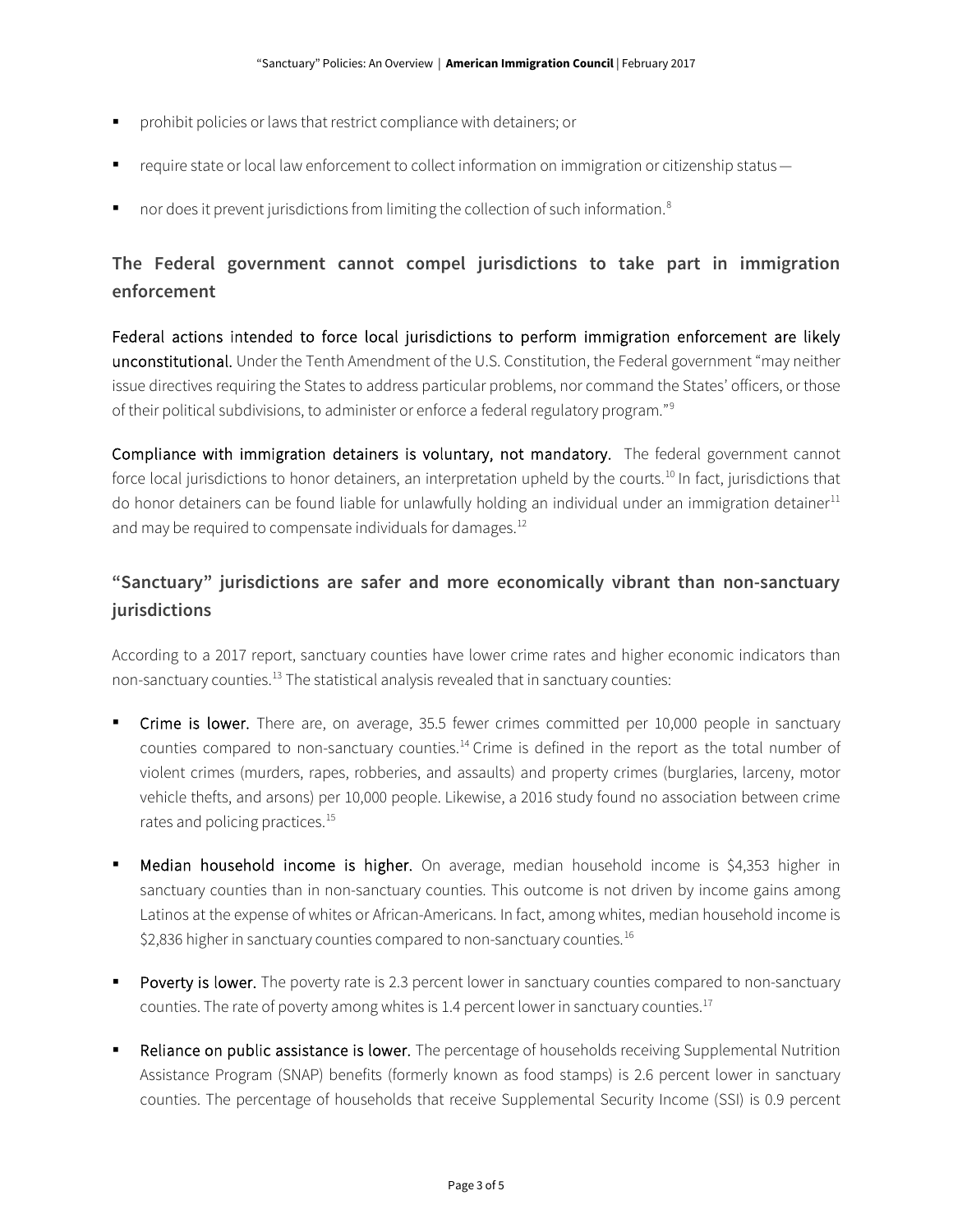- prohibit policies or laws that restrict compliance with detainers; or
- require state or local law enforcement to collect information on immigration or citizenship status —
- nor does it prevent jurisdictions from limiting the collection of such information.[8]

## The Federal government cannot compel jurisdictions to take part in immigration enforcement

**Federal actions intended to force local jurisdictions to perform immigration enforcement are likely unconstitutional.** Under the Tenth Amendment of the U.S. Constitution, the Federal government "may neither issue directives requiring the States to address particular problems, nor command the States' officers, or those of their political subdivisions, to administer or enforce a federal regulatory program."[9]

**Compliance with immigration detainers is voluntary, not mandatory.** The federal government cannot force local jurisdictions to honor detainers, an interpretation upheld by the courts.[10] In fact, jurisdictions that do honor detainers can be found liable for unlawfully holding an individual under an immigration detainer[11] and may be required to compensate individuals for damages.[12]

## "Sanctuary" jurisdictions are safer and more economically vibrant than non-sanctuary jurisdictions

According to a 2017 report, sanctuary counties have lower crime rates and higher economic indicators than non-sanctuary counties.[13] The statistical analysis revealed that in sanctuary counties:

- **Crime is lower.** There are, on average, 35.5 fewer crimes committed per 10,000 people in sanctuary counties compared to non-sanctuary counties.[14] Crime is defined in the report as the total number of violent crimes (murders, rapes, robberies, and assaults) and property crimes (burglaries, larceny, motor vehicle thefts, and arsons) per 10,000 people. Likewise, a 2016 study found no association between crime rates and policing practices.[15]
- **Median household income is higher.** On average, median household income is $4,353 higher in sanctuary counties than in non-sanctuary counties. This outcome is not driven by income gains among Latinos at the expense of whites or African-Americans. In fact, among whites, median household income is $2,836 higher in sanctuary counties compared to non-sanctuary counties.[16]
- **Poverty is lower.** The poverty rate is 2.3 percent lower in sanctuary counties compared to non-sanctuary counties. The rate of poverty among whites is 1.4 percent lower in sanctuary counties.[17]
- **Reliance on public assistance is lower.** The percentage of households receiving Supplemental Nutrition Assistance Program (SNAP) benefits (formerly known as food stamps) is 2.6 percent lower in sanctuary counties. The percentage of households that receive Supplemental Security Income (SSI) is 0.9 percent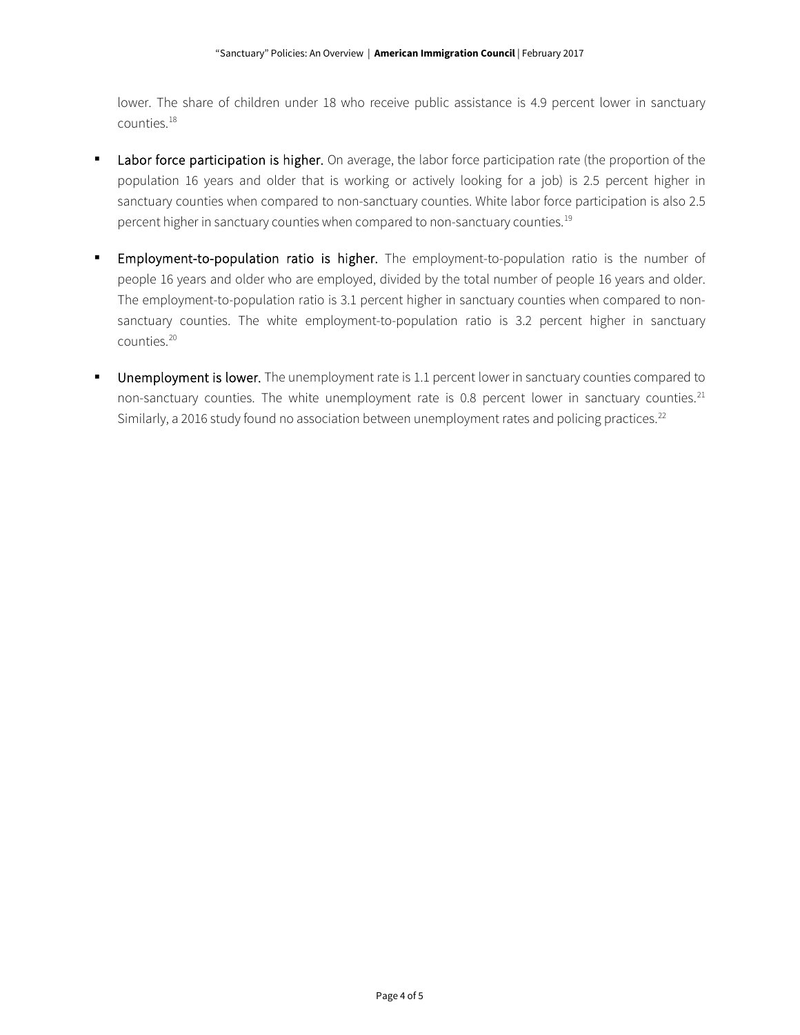lower. The share of children under 18 who receive public assistance is 4.9 percent lower in sanctuary counties.[18]

- **Labor force participation is higher.** On average, the labor force participation rate (the proportion of the population 16 years and older that is working or actively looking for a job) is 2.5 percent higher in sanctuary counties when compared to non-sanctuary counties. White labor force participation is also 2.5 percent higher in sanctuary counties when compared to non-sanctuary counties.[19]

- **Employment-to-population ratio is higher.** The employment-to-population ratio is the number of people 16 years and older who are employed, divided by the total number of people 16 years and older. The employment-to-population ratio is 3.1 percent higher in sanctuary counties when compared to non-sanctuary counties. The white employment-to-population ratio is 3.2 percent higher in sanctuary counties.[20]

- **Unemployment is lower.** The unemployment rate is 1.1 percent lower in sanctuary counties compared to non-sanctuary counties. The white unemployment rate is 0.8 percent lower in sanctuary counties.[21] Similarly, a 2016 study found no association between unemployment rates and policing practices.[22]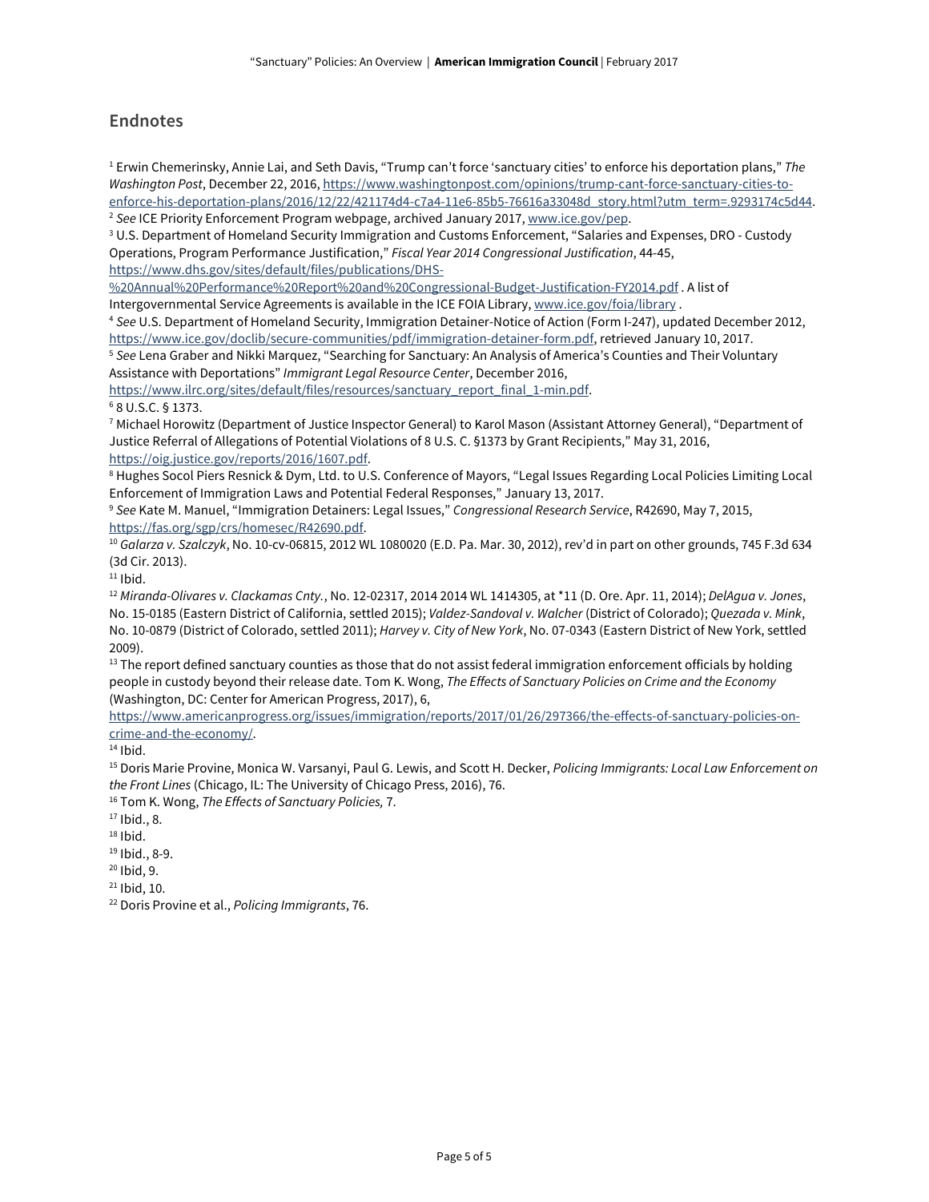## Endnotes

[1] Erwin Chemerinsky, Annie Lai, and Seth Davis, "Trump can't force 'sanctuary cities' to enforce his deportation plans," *The Washington Post*, December 22, 2016, https://www.washingtonpost.com/opinions/trump-cant-force-sanctuary-cities-to-enforce-his-deportation-plans/2016/12/22/421174d4-c7a4-11e6-85b5-76616a33048d_story.html?utm_term=.9293174c5d44.
[2] *See* ICE Priority Enforcement Program webpage, archived January 2017, www.ice.gov/pep.
[3] U.S. Department of Homeland Security Immigration and Customs Enforcement, "Salaries and Expenses, DRO - Custody Operations, Program Performance Justification," *Fiscal Year 2014 Congressional Justification*, 44-45, https://www.dhs.gov/sites/default/files/publications/DHS-%20Annual%20Performance%20Report%20and%20Congressional-Budget-Justification-FY2014.pdf . A list of Intergovernmental Service Agreements is available in the ICE FOIA Library, www.ice.gov/foia/library .
[4] *See* U.S. Department of Homeland Security, Immigration Detainer-Notice of Action (Form I-247), updated December 2012, https://www.ice.gov/doclib/secure-communities/pdf/immigration-detainer-form.pdf, retrieved January 10, 2017.
[5] *See* Lena Graber and Nikki Marquez, "Searching for Sanctuary: An Analysis of America's Counties and Their Voluntary Assistance with Deportations" *Immigrant Legal Resource Center*, December 2016, https://www.ilrc.org/sites/default/files/resources/sanctuary_report_final_1-min.pdf.
[6] 8 U.S.C. § 1373.
[7] Michael Horowitz (Department of Justice Inspector General) to Karol Mason (Assistant Attorney General), "Department of Justice Referral of Allegations of Potential Violations of 8 U.S. C. §1373 by Grant Recipients," May 31, 2016, https://oig.justice.gov/reports/2016/1607.pdf.
[8] Hughes Socol Piers Resnick & Dym, Ltd. to U.S. Conference of Mayors, "Legal Issues Regarding Local Policies Limiting Local Enforcement of Immigration Laws and Potential Federal Responses," January 13, 2017.
[9] *See* Kate M. Manuel, "Immigration Detainers: Legal Issues," *Congressional Research Service*, R42690, May 7, 2015, https://fas.org/sgp/crs/homesec/R42690.pdf.
[10] *Galarza v. Szalczyk*, No. 10-cv-06815, 2012 WL 1080020 (E.D. Pa. Mar. 30, 2012), rev'd in part on other grounds, 745 F.3d 634 (3d Cir. 2013).
[11] Ibid.
[12] *Miranda-Olivares v. Clackamas Cnty.*, No. 12-02317, 2014 2014 WL 1414305, at *11 (D. Ore. Apr. 11, 2014); *DelAgua v. Jones*, No. 15-0185 (Eastern District of California, settled 2015); *Valdez-Sandoval v. Walcher* (District of Colorado); *Quezada v. Mink*, No. 10-0879 (District of Colorado, settled 2011); *Harvey v. City of New York*, No. 07-0343 (Eastern District of New York, settled 2009).
[13] The report defined sanctuary counties as those that do not assist federal immigration enforcement officials by holding people in custody beyond their release date. Tom K. Wong, *The Effects of Sanctuary Policies on Crime and the Economy* (Washington, DC: Center for American Progress, 2017), 6, https://www.americanprogress.org/issues/immigration/reports/2017/01/26/297366/the-effects-of-sanctuary-policies-on-crime-and-the-economy/.
[14] Ibid.
[15] Doris Marie Provine, Monica W. Varsanyi, Paul G. Lewis, and Scott H. Decker, *Policing Immigrants: Local Law Enforcement on the Front Lines* (Chicago, IL: The University of Chicago Press, 2016), 76.
[16] Tom K. Wong, *The Effects of Sanctuary Policies,* 7.
[17] Ibid., 8.
[18] Ibid.
[19] Ibid., 8-9.
[20] Ibid, 9.
[21] Ibid, 10.
[22] Doris Provine et al., *Policing Immigrants*, 76.